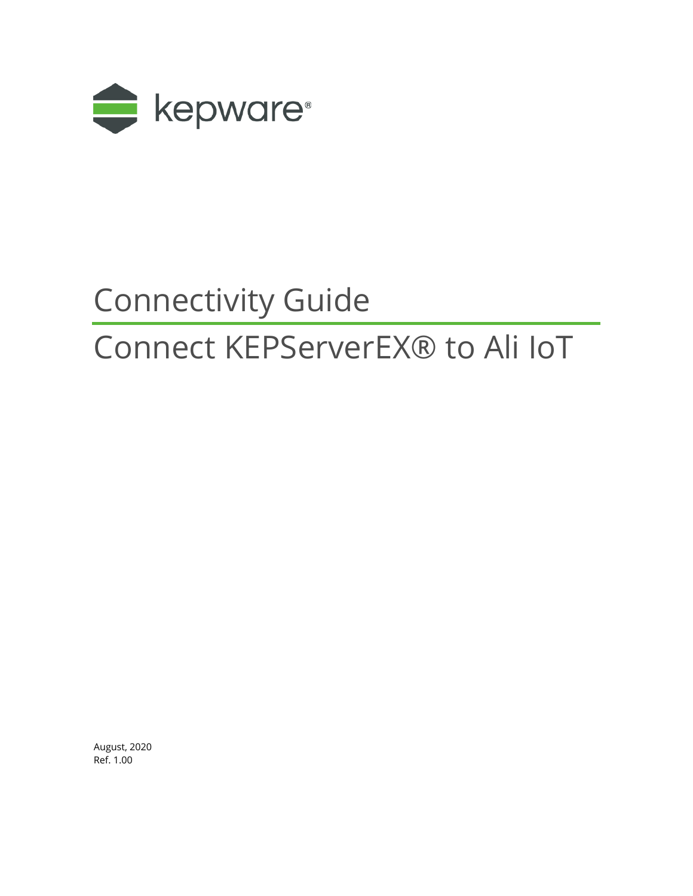kepware®

# Connectivity Guide

# Connect KEPServerEX® to Ali IoT

August, 2020
Ref. 1.00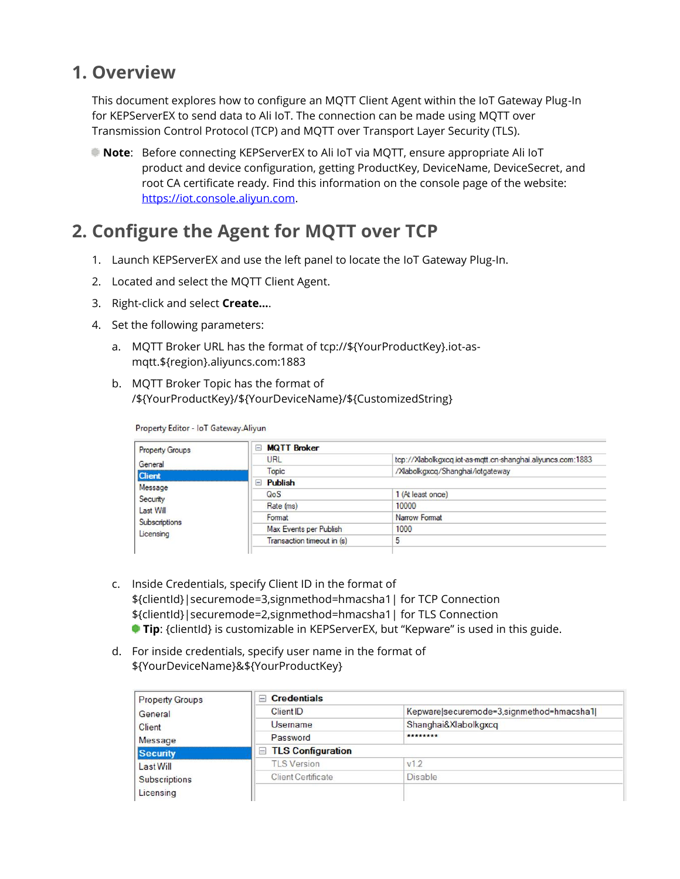# 1. Overview

This document explores how to configure an MQTT Client Agent within the IoT Gateway Plug-In for KEPServerEX to send data to Ali IoT. The connection can be made using MQTT over Transmission Control Protocol (TCP) and MQTT over Transport Layer Security (TLS).

**Note**: Before connecting KEPServerEX to Ali IoT via MQTT, ensure appropriate Ali IoT product and device configuration, getting ProductKey, DeviceName, DeviceSecret, and root CA certificate ready. Find this information on the console page of the website: https://iot.console.aliyun.com.

# 2. Configure the Agent for MQTT over TCP

1. Launch KEPServerEX and use the left panel to locate the IoT Gateway Plug-In.
2. Located and select the MQTT Client Agent.
3. Right-click and select **Create...**.
4. Set the following parameters:
   a. MQTT Broker URL has the format of tcp://${YourProductKey}.iot-as-mqtt.${region}.aliyuncs.com:1883
   b. MQTT Broker Topic has the format of /${YourProductKey}/${YourDeviceName}/${CustomizedString}

Property Editor - IoT Gateway.Aliyun

| Property Groups | | |
|---|---|---|
| General | **MQTT Broker** | |
| **Client** | URL | tcp://Xlabolkgxcq.iot-as-mqtt.cn-shanghai.aliyuncs.com:1883 |
| Message | Topic | /Xlabolkgxcq/Shanghai/iotgateway |
| Security | **Publish** | |
| Last Will | QoS | 1 (At least once) |
| Subscriptions | Rate (ms) | 10000 |
| Licensing | Format | Narrow Format |
| | Max Events per Publish | 1000 |
| | Transaction timeout in (s) | 5 |

   c. Inside Credentials, specify Client ID in the format of
      ${clientId}|securemode=3,signmethod=hmacsha1| for TCP Connection
      ${clientId}|securemode=2,signmethod=hmacsha1| for TLS Connection
      **Tip**: {clientId} is customizable in KEPServerEX, but "Kepware" is used in this guide.
   d. For inside credentials, specify user name in the format of ${YourDeviceName}&${YourProductKey}

| Property Groups | | |
|---|---|---|
| General | **Credentials** | |
| Client | Client ID | Kepware\|securemode=3,signmethod=hmacsha1\| |
| Message | Username | Shanghai&Xlabolkgxcq |
| **Security** | Password | ******** |
| Last Will | **TLS Configuration** | |
| Subscriptions | TLS Version | v1.2 |
| Licensing | Client Certificate | Disable |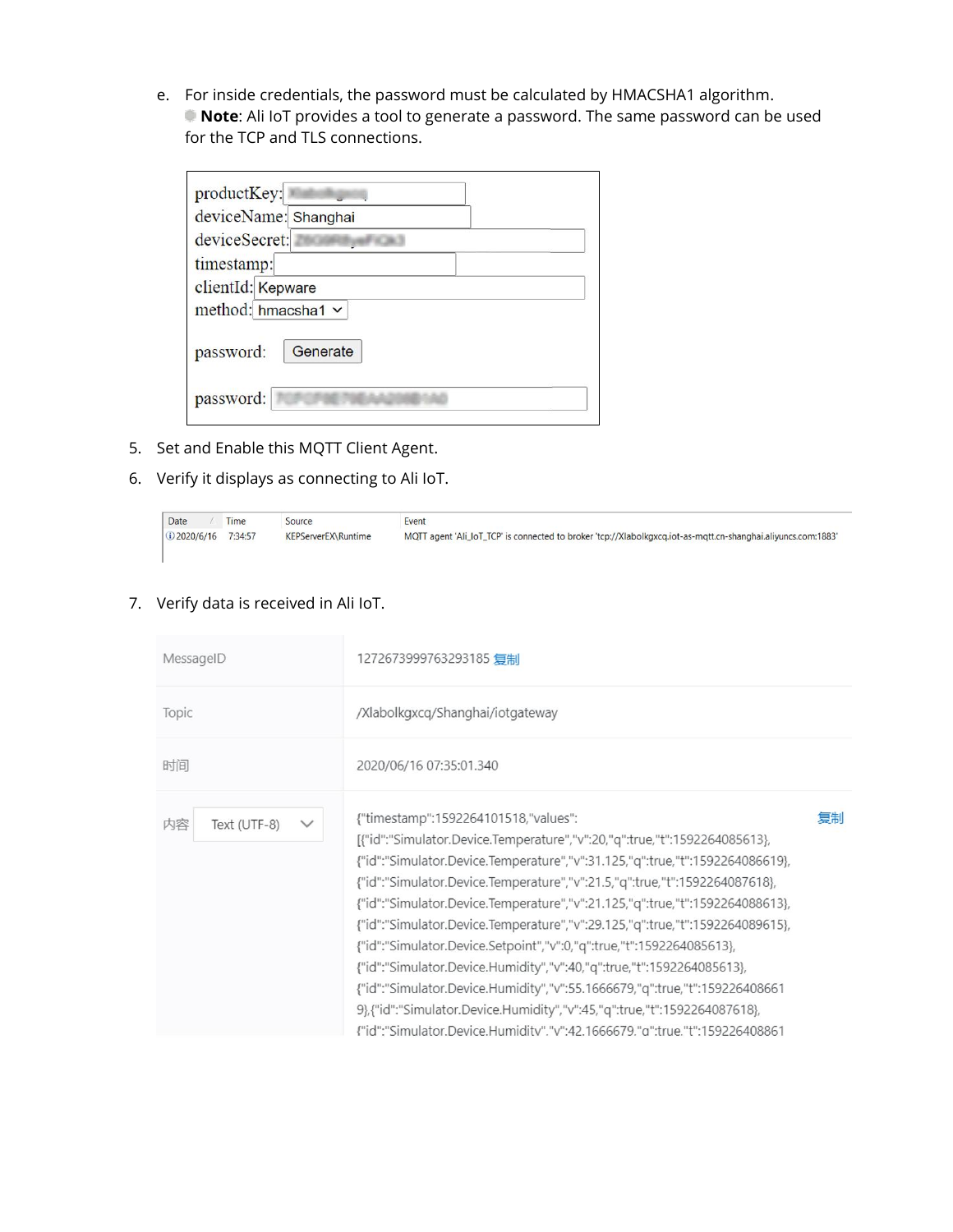e. For inside credentials, the password must be calculated by HMACSHA1 algorithm.
   **Note**: Ali IoT provides a tool to generate a password. The same password can be used for the TCP and TLS connections.

| | |
|---|---|
| productKey: | Xlabolkgxcq |
| deviceName: | Shanghai |
| deviceSecret: | Z6G9RbyeFiQk3 |
| timestamp: | |
| clientId: | Kepware |
| method: | hmacsha1 |
| password: | Generate |
| password: | 7CFCF8E79EAA2088 1A0 |

5. Set and Enable this MQTT Client Agent.

6. Verify it displays as connecting to Ali IoT.

| Date | Time | Source | Event |
|---|---|---|---|
| 2020/6/16 | 7:34:57 | KEPServerEX\Runtime | MQTT agent 'Ali_IoT_TCP' is connected to broker 'tcp://Xlabolkgxcq.iot-as-mqtt.cn-shanghai.aliyuncs.com:1883' |

7. Verify data is received in Ali IoT.

| | |
|---|---|
| MessageID | 1272673999763293185 复制 |
| Topic | /Xlabolkgxcq/Shanghai/iotgateway |
| 时间 | 2020/06/16 07:35:01.340 |
| 内容 Text (UTF-8) | {"timestamp":1592264101518,"values":[{"id":"Simulator.Device.Temperature","v":20,"q":true,"t":1592264085613},{"id":"Simulator.Device.Temperature","v":31.125,"q":true,"t":1592264086619},{"id":"Simulator.Device.Temperature","v":21.5,"q":true,"t":1592264087618},{"id":"Simulator.Device.Temperature","v":21.125,"q":true,"t":1592264088613},{"id":"Simulator.Device.Temperature","v":29.125,"q":true,"t":1592264089615},{"id":"Simulator.Device.Setpoint","v":0,"q":true,"t":1592264085613},{"id":"Simulator.Device.Humidity","v":40,"q":true,"t":1592264085613},{"id":"Simulator.Device.Humidity","v":55.1666679,"q":true,"t":1592264086619},{"id":"Simulator.Device.Humidity","v":45,"q":true,"t":1592264087618},{"id":"Simulator.Device.Humidity","v":42.1666679,"q":true,"t":159226408861 复制 |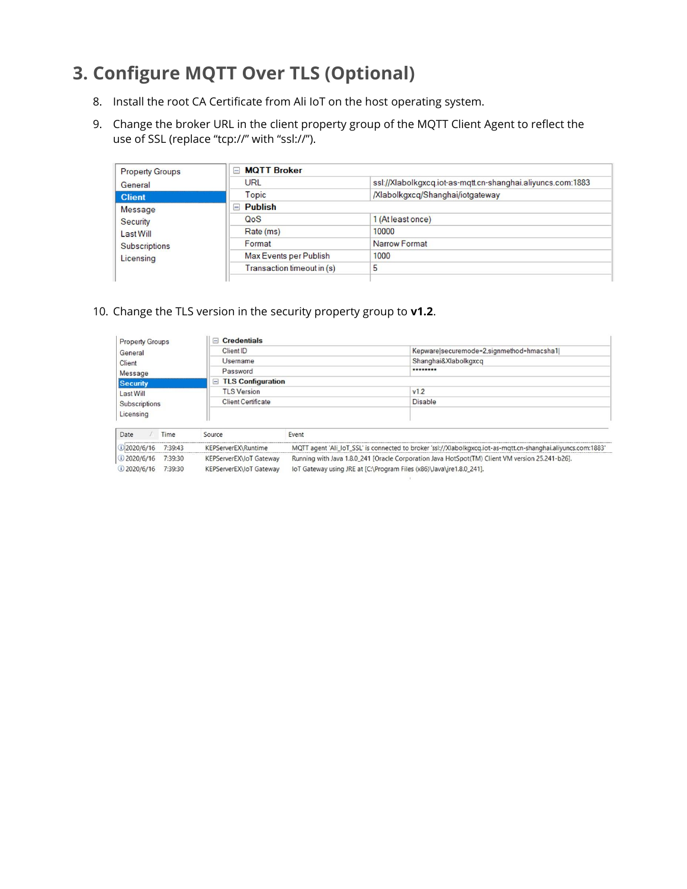## 3. Configure MQTT Over TLS (Optional)

8. Install the root CA Certificate from Ali IoT on the host operating system.
9. Change the broker URL in the client property group of the MQTT Client Agent to reflect the use of SSL (replace “tcp://” with “ssl://”).

| Property Groups | | |
|---|---|---|
| General | **MQTT Broker** | |
| **Client** | URL | ssl://Xlabolkgxcq.iot-as-mqtt.cn-shanghai.aliyuncs.com:1883 |
| Message | Topic | /Xlabolkgxcq/Shanghai/iotgateway |
| Security | **Publish** | |
| Last Will | QoS | 1 (At least once) |
| Subscriptions | Rate (ms) | 10000 |
| Licensing | Format | Narrow Format |
| | Max Events per Publish | 1000 |
| | Transaction timeout in (s) | 5 |

10. Change the TLS version in the security property group to **v1.2**.

| Property Groups | | |
|---|---|---|
| General | **Credentials** | |
| Client | Client ID | Kepware\|securemode=2,signmethod=hmacsha1\| |
| Message | Username | Shanghai&Xlabolkgxcq |
| **Security** | Password | ******** |
| Last Will | **TLS Configuration** | |
| Subscriptions | TLS Version | v1.2 |
| Licensing | Client Certificate | Disable |

| Date | Time | Source | Event |
|---|---|---|---|
| 2020/6/16 | 7:39:43 | KEPServerEX\Runtime | MQTT agent 'Ali_IoT_SSL' is connected to broker 'ssl://Xlabolkgxcq.iot-as-mqtt.cn-shanghai.aliyuncs.com:1883' |
| 2020/6/16 | 7:39:30 | KEPServerEX\IoT Gateway | Running with Java 1.8.0_241 [Oracle Corporation Java HotSpot(TM) Client VM version 25.241-b26]. |
| 2020/6/16 | 7:39:30 | KEPServerEX\IoT Gateway | IoT Gateway using JRE at [C:\Program Files (x86)\Java\jre1.8.0_241]. |